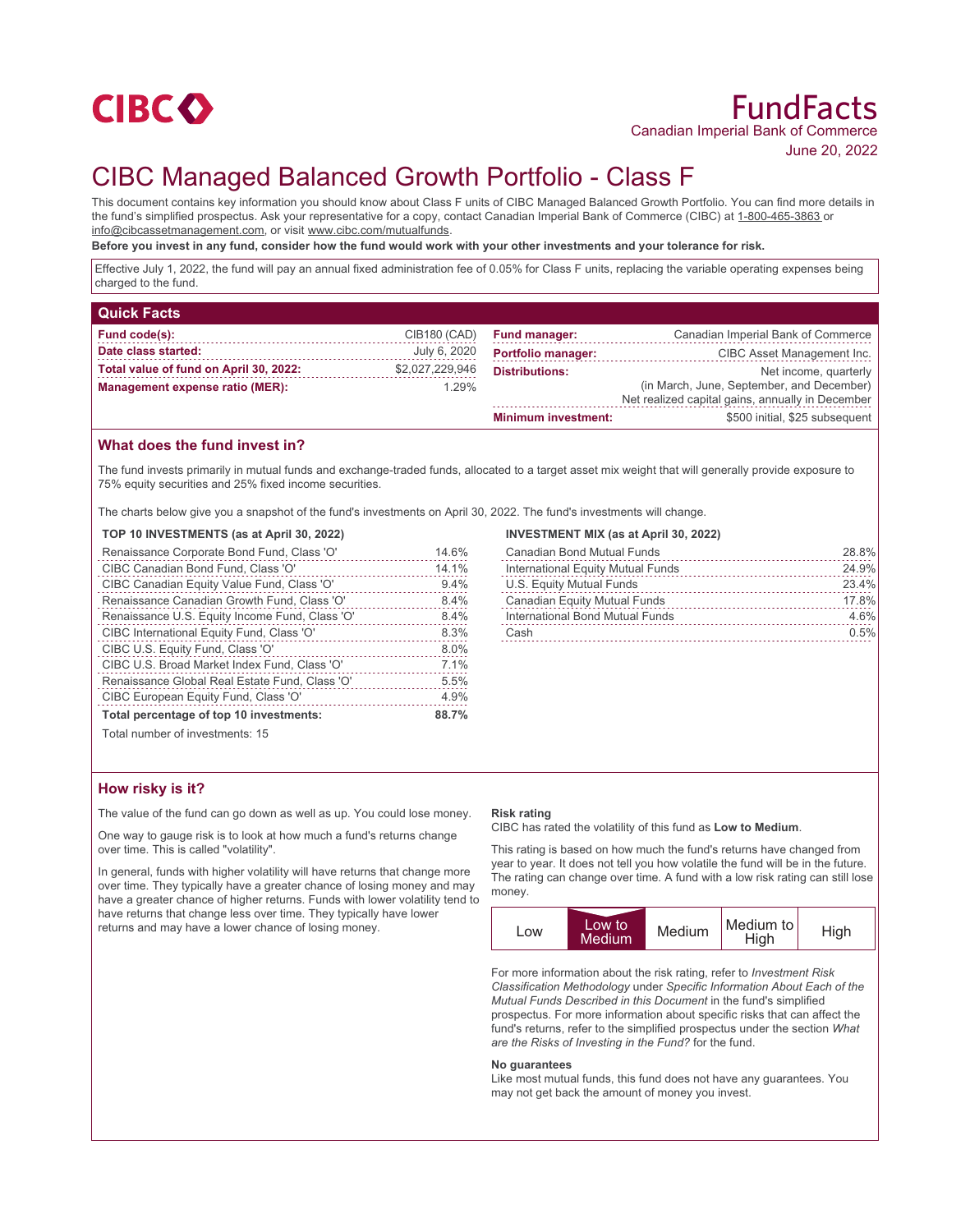CIBC

# FundFacts

Canadian Imperial Bank of Commerce

June 20, 2022

# CIBC Managed Balanced Growth Portfolio - Class F

This document contains key information you should know about Class F units of CIBC Managed Balanced Growth Portfolio. You can find more details in the fund's simplified prospectus. Ask your representative for a copy, contact Canadian Imperial Bank of Commerce (CIBC) at 1-800-465-3863 or info@cibcassetmanagement.com, or visit www.cibc.com/mutualfunds.

**Before you invest in any fund, consider how the fund would work with your other investments and your tolerance for risk.**

Effective July 1, 2022, the fund will pay an annual fixed administration fee of 0.05% for Class F units, replacing the variable operating expenses being charged to the fund.

## Quick Facts

| | | | |
|---|---|---|---|
| **Fund code(s):** | CIB180 (CAD) | **Fund manager:** | Canadian Imperial Bank of Commerce |
| **Date class started:** | July 6, 2020 | **Portfolio manager:** | CIBC Asset Management Inc. |
| **Total value of fund on April 30, 2022:** | $2,027,229,946 | **Distributions:** | Net income, quarterly (in March, June, September, and December) Net realized capital gains, annually in December |
| **Management expense ratio (MER):** | 1.29% | **Minimum investment:** | $500 initial, $25 subsequent |

## What does the fund invest in?

The fund invests primarily in mutual funds and exchange-traded funds, allocated to a target asset mix weight that will generally provide exposure to 75% equity securities and 25% fixed income securities.

The charts below give you a snapshot of the fund's investments on April 30, 2022. The fund's investments will change.

**TOP 10 INVESTMENTS (as at April 30, 2022)**

| | |
|---|---|
| Renaissance Corporate Bond Fund, Class 'O' | 14.6% |
| CIBC Canadian Bond Fund, Class 'O' | 14.1% |
| CIBC Canadian Equity Value Fund, Class 'O' | 9.4% |
| Renaissance Canadian Growth Fund, Class 'O' | 8.4% |
| Renaissance U.S. Equity Income Fund, Class 'O' | 8.4% |
| CIBC International Equity Fund, Class 'O' | 8.3% |
| CIBC U.S. Equity Fund, Class 'O' | 8.0% |
| CIBC U.S. Broad Market Index Fund, Class 'O' | 7.1% |
| Renaissance Global Real Estate Fund, Class 'O' | 5.5% |
| CIBC European Equity Fund, Class 'O' | 4.9% |
| **Total percentage of top 10 investments:** | **88.7%** |

Total number of investments: 15

**INVESTMENT MIX (as at April 30, 2022)**

| | |
|---|---|
| Canadian Bond Mutual Funds | 28.8% |
| International Equity Mutual Funds | 24.9% |
| U.S. Equity Mutual Funds | 23.4% |
| Canadian Equity Mutual Funds | 17.8% |
| International Bond Mutual Funds | 4.6% |
| Cash | 0.5% |

## How risky is it?

The value of the fund can go down as well as up. You could lose money.

One way to gauge risk is to look at how much a fund's returns change over time. This is called "volatility".

In general, funds with higher volatility will have returns that change more over time. They typically have a greater chance of losing money and may have a greater chance of higher returns. Funds with lower volatility tend to have returns that change less over time. They typically have lower returns and may have a lower chance of losing money.

**Risk rating**

CIBC has rated the volatility of this fund as **Low to Medium**.

This rating is based on how much the fund's returns have changed from year to year. It does not tell you how volatile the fund will be in the future. The rating can change over time. A fund with a low risk rating can still lose money.

| Low | **Low to Medium** | Medium | Medium to High | High |
|---|---|---|---|---|

For more information about the risk rating, refer to *Investment Risk Classification Methodology* under *Specific Information About Each of the Mutual Funds Described in this Document* in the fund's simplified prospectus. For more information about specific risks that can affect the fund's returns, refer to the simplified prospectus under the section *What are the Risks of Investing in the Fund?* for the fund.

**No guarantees**

Like most mutual funds, this fund does not have any guarantees. You may not get back the amount of money you invest.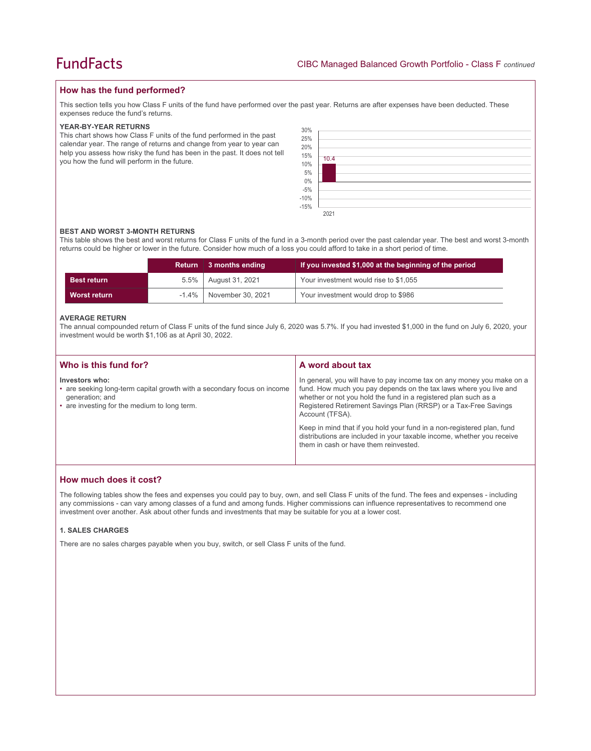## How has the fund performed?

This section tells you how Class F units of the fund have performed over the past year. Returns are after expenses have been deducted. These expenses reduce the fund's returns.

### YEAR-BY-YEAR RETURNS

This chart shows how Class F units of the fund performed in the past calendar year. The range of returns and change from year to year can help you assess how risky the fund has been in the past. It does not tell you how the fund will perform in the future.

| Year | Return (%) |
|---|---|
| 2021 | 10.4 |

### BEST AND WORST 3-MONTH RETURNS

This table shows the best and worst returns for Class F units of the fund in a 3-month period over the past calendar year. The best and worst 3-month returns could be higher or lower in the future. Consider how much of a loss you could afford to take in a short period of time.

| | Return | 3 months ending | If you invested $1,000 at the beginning of the period |
|---|---|---|---|
| **Best return** | 5.5% | August 31, 2021 | Your investment would rise to $1,055 |
| **Worst return** | -1.4% | November 30, 2021 | Your investment would drop to $986 |

### AVERAGE RETURN

The annual compounded return of Class F units of the fund since July 6, 2020 was 5.7%. If you had invested $1,000 in the fund on July 6, 2020, your investment would be worth $1,106 as at April 30, 2022.

## Who is this fund for?

**Investors who:**

- are seeking long-term capital growth with a secondary focus on income generation; and
- are investing for the medium to long term.

## A word about tax

In general, you will have to pay income tax on any money you make on a fund. How much you pay depends on the tax laws where you live and whether or not you hold the fund in a registered plan such as a Registered Retirement Savings Plan (RRSP) or a Tax-Free Savings Account (TFSA).

Keep in mind that if you hold your fund in a non-registered plan, fund distributions are included in your taxable income, whether you receive them in cash or have them reinvested.

## How much does it cost?

The following tables show the fees and expenses you could pay to buy, own, and sell Class F units of the fund. The fees and expenses - including any commissions - can vary among classes of a fund and among funds. Higher commissions can influence representatives to recommend one investment over another. Ask about other funds and investments that may be suitable for you at a lower cost.

### 1. SALES CHARGES

There are no sales charges payable when you buy, switch, or sell Class F units of the fund.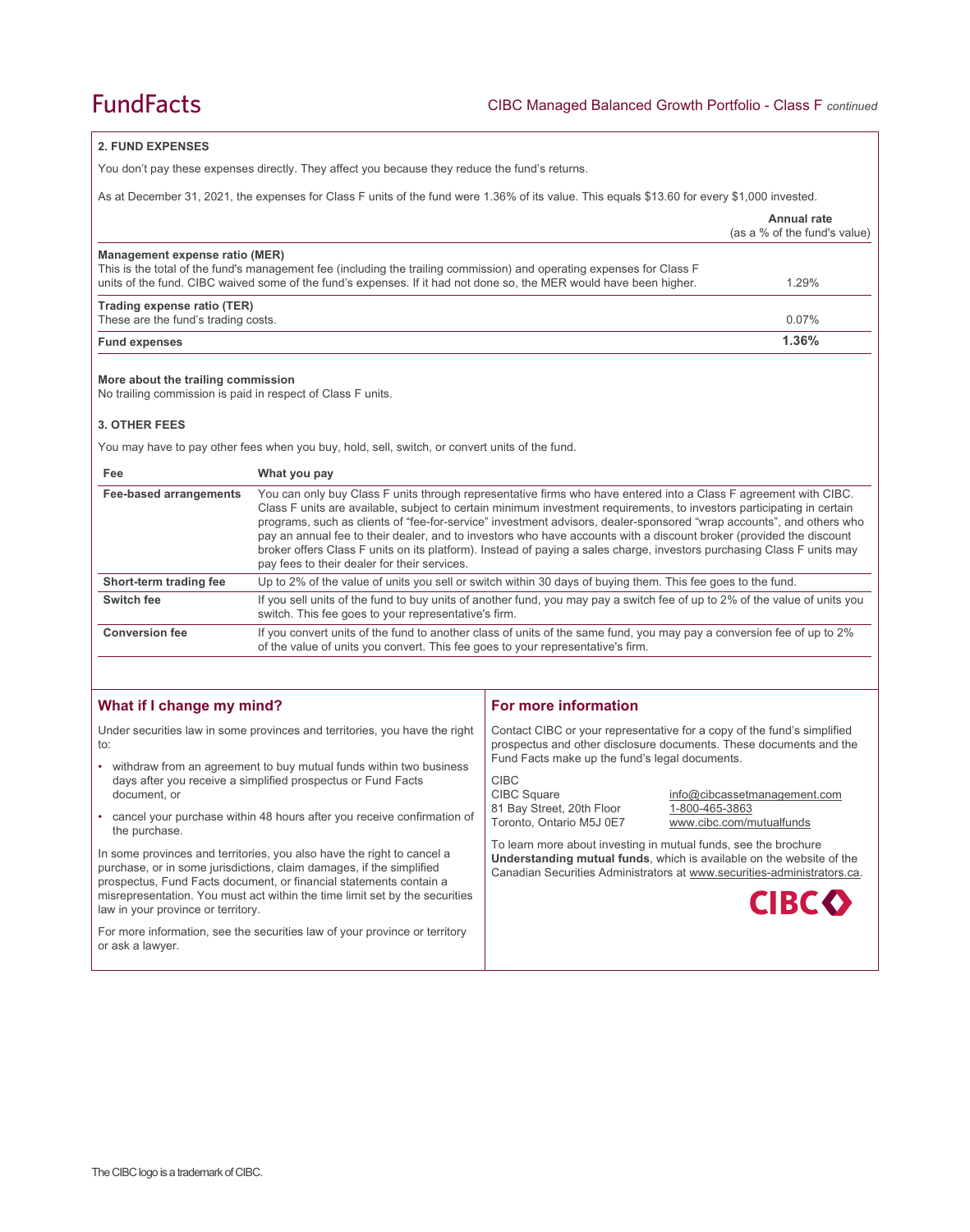### 2. FUND EXPENSES

You don't pay these expenses directly. They affect you because they reduce the fund's returns.

As at December 31, 2021, the expenses for Class F units of the fund were 1.36% of its value. This equals $13.60 for every $1,000 invested.

| | Annual rate (as a % of the fund's value) |
|---|---|
| **Management expense ratio (MER)** This is the total of the fund's management fee (including the trailing commission) and operating expenses for Class F units of the fund. CIBC waived some of the fund's expenses. If it had not done so, the MER would have been higher. | 1.29% |
| **Trading expense ratio (TER)** These are the fund's trading costs. | 0.07% |
| **Fund expenses** | **1.36%** |

**More about the trailing commission**
No trailing commission is paid in respect of Class F units.

### 3. OTHER FEES

You may have to pay other fees when you buy, hold, sell, switch, or convert units of the fund.

| Fee | What you pay |
|---|---|
| **Fee-based arrangements** | You can only buy Class F units through representative firms who have entered into a Class F agreement with CIBC. Class F units are available, subject to certain minimum investment requirements, to investors participating in certain programs, such as clients of "fee-for-service" investment advisors, dealer-sponsored "wrap accounts", and others who pay an annual fee to their dealer, and to investors who have accounts with a discount broker (provided the discount broker offers Class F units on its platform). Instead of paying a sales charge, investors purchasing Class F units may pay fees to their dealer for their services. |
| **Short-term trading fee** | Up to 2% of the value of units you sell or switch within 30 days of buying them. This fee goes to the fund. |
| **Switch fee** | If you sell units of the fund to buy units of another fund, you may pay a switch fee of up to 2% of the value of units you switch. This fee goes to your representative's firm. |
| **Conversion fee** | If you convert units of the fund to another class of units of the same fund, you may pay a conversion fee of up to 2% of the value of units you convert. This fee goes to your representative's firm. |

## What if I change my mind?

Under securities law in some provinces and territories, you have the right to:

- withdraw from an agreement to buy mutual funds within two business days after you receive a simplified prospectus or Fund Facts document, or
- cancel your purchase within 48 hours after you receive confirmation of the purchase.

In some provinces and territories, you also have the right to cancel a purchase, or in some jurisdictions, claim damages, if the simplified prospectus, Fund Facts document, or financial statements contain a misrepresentation. You must act within the time limit set by the securities law in your province or territory.

For more information, see the securities law of your province or territory or ask a lawyer.

## For more information

Contact CIBC or your representative for a copy of the fund's simplified prospectus and other disclosure documents. These documents and the Fund Facts make up the fund's legal documents.

CIBC
CIBC Square
81 Bay Street, 20th Floor
Toronto, Ontario M5J 0E7

info@cibcassetmanagement.com
1-800-465-3863
www.cibc.com/mutualfunds

To learn more about investing in mutual funds, see the brochure **Understanding mutual funds**, which is available on the website of the Canadian Securities Administrators at www.securities-administrators.ca.

CIBC

The CIBC logo is a trademark of CIBC.